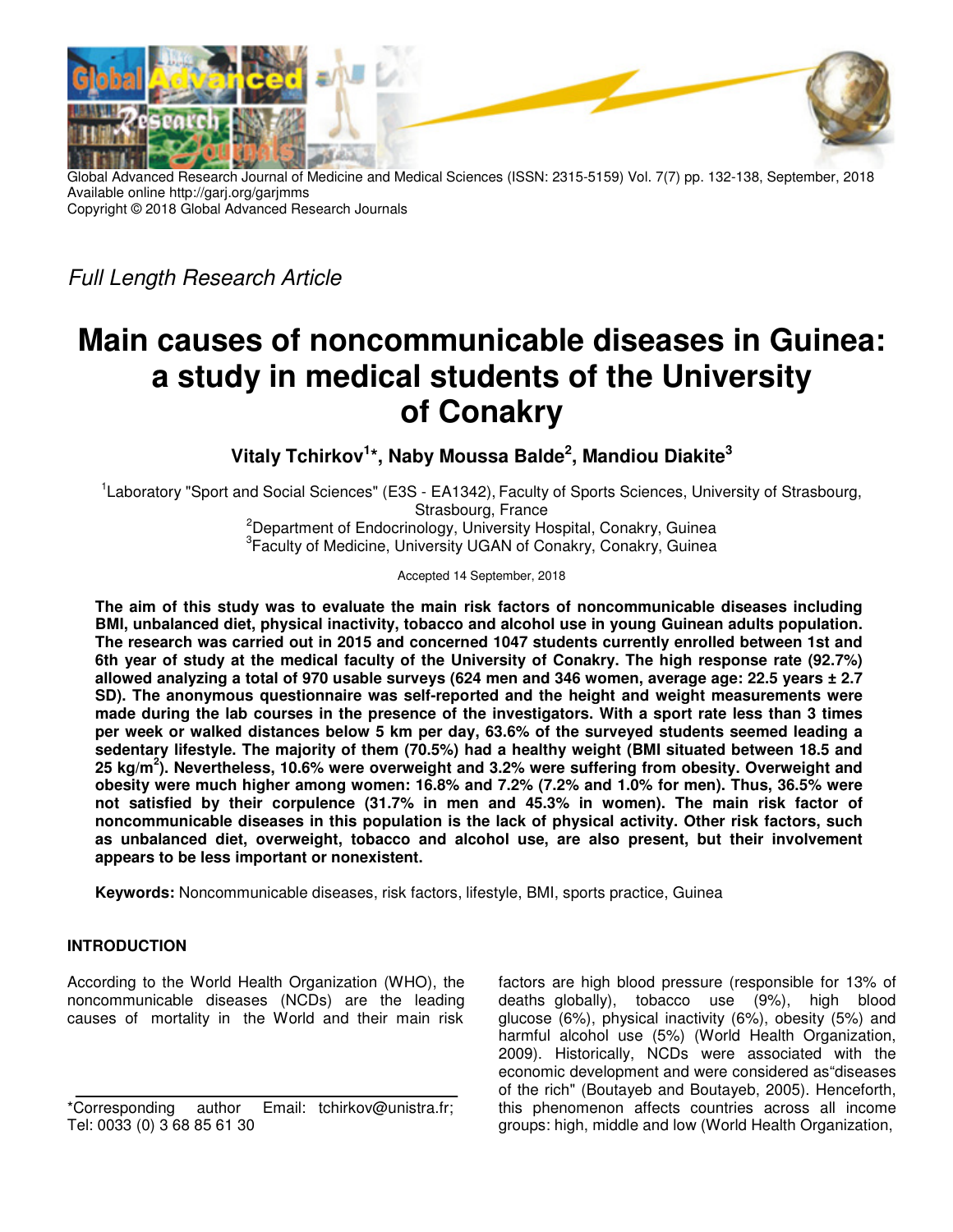Global Advanced Research Journal of Medicine and Medical Sciences (ISSN: 2315-5159) Vol. 7(7) pp. 132-138, September, 2018
Available online http://garj.org/garjmms
Copyright © 2018 Global Advanced Research Journals

*Full Length Research Article*

# Main causes of noncommunicable diseases in Guinea: a study in medical students of the University of Conakry

**Vitaly Tchirkov[1]*, Naby Moussa Balde[2], Mandiou Diakite[3]**

[1]Laboratory "Sport and Social Sciences" (E3S - EA1342), Faculty of Sports Sciences, University of Strasbourg, Strasbourg, France
[2]Department of Endocrinology, University Hospital, Conakry, Guinea
[3]Faculty of Medicine, University UGAN of Conakry, Conakry, Guinea

Accepted 14 September, 2018

**The aim of this study was to evaluate the main risk factors of noncommunicable diseases including BMI, unbalanced diet, physical inactivity, tobacco and alcohol use in young Guinean adults population. The research was carried out in 2015 and concerned 1047 students currently enrolled between 1st and 6th year of study at the medical faculty of the University of Conakry. The high response rate (92.7%) allowed analyzing a total of 970 usable surveys (624 men and 346 women, average age: 22.5 years ± 2.7 SD). The anonymous questionnaire was self-reported and the height and weight measurements were made during the lab courses in the presence of the investigators. With a sport rate less than 3 times per week or walked distances below 5 km per day, 63.6% of the surveyed students seemed leading a sedentary lifestyle. The majority of them (70.5%) had a healthy weight (BMI situated between 18.5 and 25 kg/m$^2$). Nevertheless, 10.6% were overweight and 3.2% were suffering from obesity. Overweight and obesity were much higher among women: 16.8% and 7.2% (7.2% and 1.0% for men). Thus, 36.5% were not satisfied by their corpulence (31.7% in men and 45.3% in women). The main risk factor of noncommunicable diseases in this population is the lack of physical activity. Other risk factors, such as unbalanced diet, overweight, tobacco and alcohol use, are also present, but their involvement appears to be less important or nonexistent.**

**Keywords:** Noncommunicable diseases, risk factors, lifestyle, BMI, sports practice, Guinea

## INTRODUCTION

According to the World Health Organization (WHO), the noncommunicable diseases (NCDs) are the leading causes of mortality in the World and their main risk factors are high blood pressure (responsible for 13% of deaths globally), tobacco use (9%), high blood glucose (6%), physical inactivity (6%), obesity (5%) and harmful alcohol use (5%) (World Health Organization, 2009). Historically, NCDs were associated with the economic development and were considered as"diseases of the rich" (Boutayeb and Boutayeb, 2005). Henceforth, this phenomenon affects countries across all income groups: high, middle and low (World Health Organization,

*Corresponding author Email: tchirkov@unistra.fr; Tel: 0033 (0) 3 68 85 61 30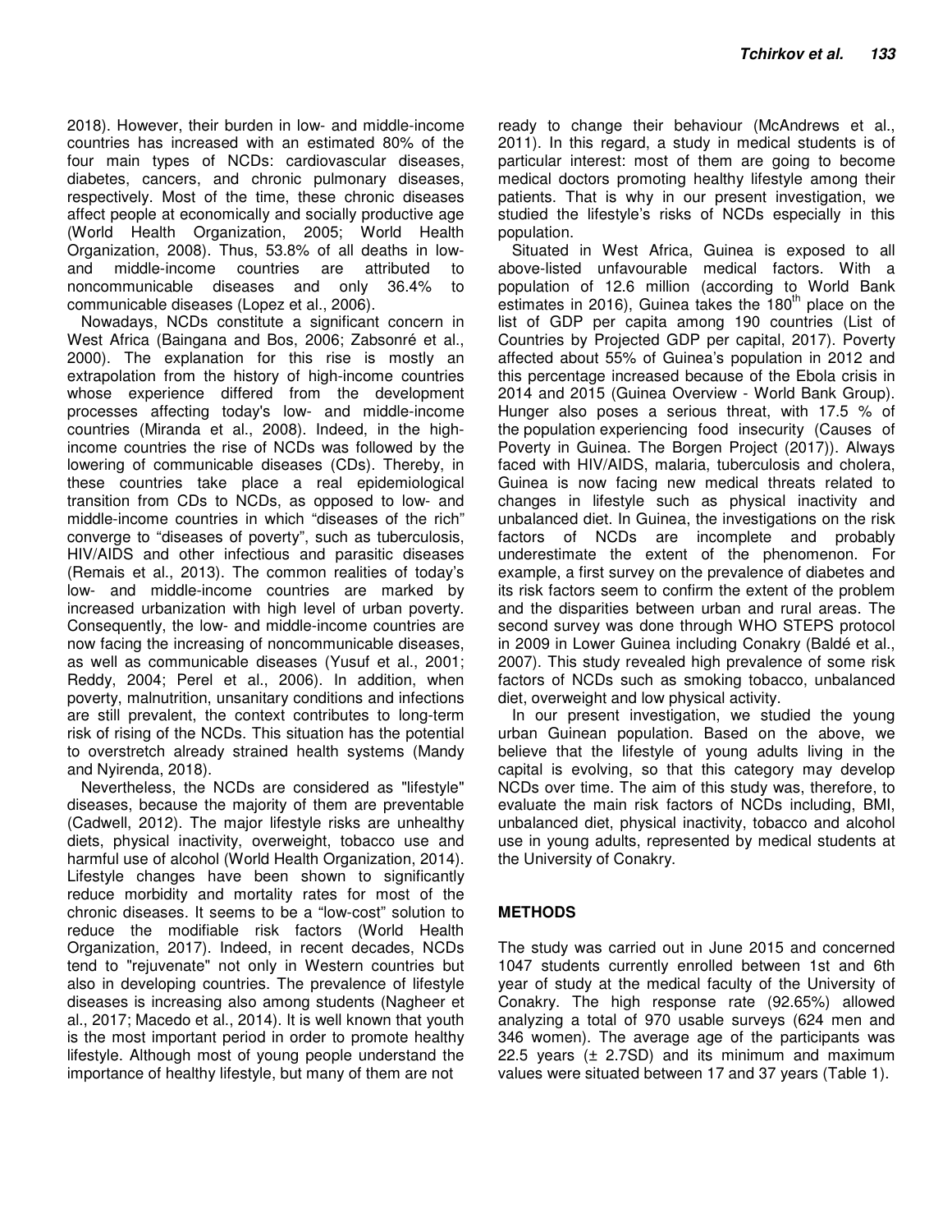2018). However, their burden in low- and middle-income countries has increased with an estimated 80% of the four main types of NCDs: cardiovascular diseases, diabetes, cancers, and chronic pulmonary diseases, respectively. Most of the time, these chronic diseases affect people at economically and socially productive age (World Health Organization, 2005; World Health Organization, 2008). Thus, 53.8% of all deaths in low- and middle-income countries are attributed to noncommunicable diseases and only 36.4% to communicable diseases (Lopez et al., 2006).

Nowadays, NCDs constitute a significant concern in West Africa (Baingana and Bos, 2006; Zabsonré et al., 2000). The explanation for this rise is mostly an extrapolation from the history of high-income countries whose experience differed from the development processes affecting today's low- and middle-income countries (Miranda et al., 2008). Indeed, in the high-income countries the rise of NCDs was followed by the lowering of communicable diseases (CDs). Thereby, in these countries take place a real epidemiological transition from CDs to NCDs, as opposed to low- and middle-income countries in which "diseases of the rich" converge to "diseases of poverty", such as tuberculosis, HIV/AIDS and other infectious and parasitic diseases (Remais et al., 2013). The common realities of today's low- and middle-income countries are marked by increased urbanization with high level of urban poverty. Consequently, the low- and middle-income countries are now facing the increasing of noncommunicable diseases, as well as communicable diseases (Yusuf et al., 2001; Reddy, 2004; Perel et al., 2006). In addition, when poverty, malnutrition, unsanitary conditions and infections are still prevalent, the context contributes to long-term risk of rising of the NCDs. This situation has the potential to overstretch already strained health systems (Mandy and Nyirenda, 2018).

Nevertheless, the NCDs are considered as "lifestyle" diseases, because the majority of them are preventable (Cadwell, 2012). The major lifestyle risks are unhealthy diets, physical inactivity, overweight, tobacco use and harmful use of alcohol (World Health Organization, 2014). Lifestyle changes have been shown to significantly reduce morbidity and mortality rates for most of the chronic diseases. It seems to be a "low-cost" solution to reduce the modifiable risk factors (World Health Organization, 2017). Indeed, in recent decades, NCDs tend to "rejuvenate" not only in Western countries but also in developing countries. The prevalence of lifestyle diseases is increasing also among students (Nagheer et al., 2017; Macedo et al., 2014). It is well known that youth is the most important period in order to promote healthy lifestyle. Although most of young people understand the importance of healthy lifestyle, but many of them are not ready to change their behaviour (McAndrews et al., 2011). In this regard, a study in medical students is of particular interest: most of them are going to become medical doctors promoting healthy lifestyle among their patients. That is why in our present investigation, we studied the lifestyle's risks of NCDs especially in this population.

Situated in West Africa, Guinea is exposed to all above-listed unfavourable medical factors. With a population of 12.6 million (according to World Bank estimates in 2016), Guinea takes the 180th place on the list of GDP per capita among 190 countries (List of Countries by Projected GDP per capital, 2017). Poverty affected about 55% of Guinea's population in 2012 and this percentage increased because of the Ebola crisis in 2014 and 2015 (Guinea Overview - World Bank Group). Hunger also poses a serious threat, with 17.5 % of the population experiencing food insecurity (Causes of Poverty in Guinea. The Borgen Project (2017)). Always faced with HIV/AIDS, malaria, tuberculosis and cholera, Guinea is now facing new medical threats related to changes in lifestyle such as physical inactivity and unbalanced diet. In Guinea, the investigations on the risk factors of NCDs are incomplete and probably underestimate the extent of the phenomenon. For example, a first survey on the prevalence of diabetes and its risk factors seem to confirm the extent of the problem and the disparities between urban and rural areas. The second survey was done through WHO STEPS protocol in 2009 in Lower Guinea including Conakry (Baldé et al., 2007). This study revealed high prevalence of some risk factors of NCDs such as smoking tobacco, unbalanced diet, overweight and low physical activity.

In our present investigation, we studied the young urban Guinean population. Based on the above, we believe that the lifestyle of young adults living in the capital is evolving, so that this category may develop NCDs over time. The aim of this study was, therefore, to evaluate the main risk factors of NCDs including, BMI, unbalanced diet, physical inactivity, tobacco and alcohol use in young adults, represented by medical students at the University of Conakry.

## METHODS

The study was carried out in June 2015 and concerned 1047 students currently enrolled between 1st and 6th year of study at the medical faculty of the University of Conakry. The high response rate (92.65%) allowed analyzing a total of 970 usable surveys (624 men and 346 women). The average age of the participants was 22.5 years (± 2.7SD) and its minimum and maximum values were situated between 17 and 37 years (Table 1).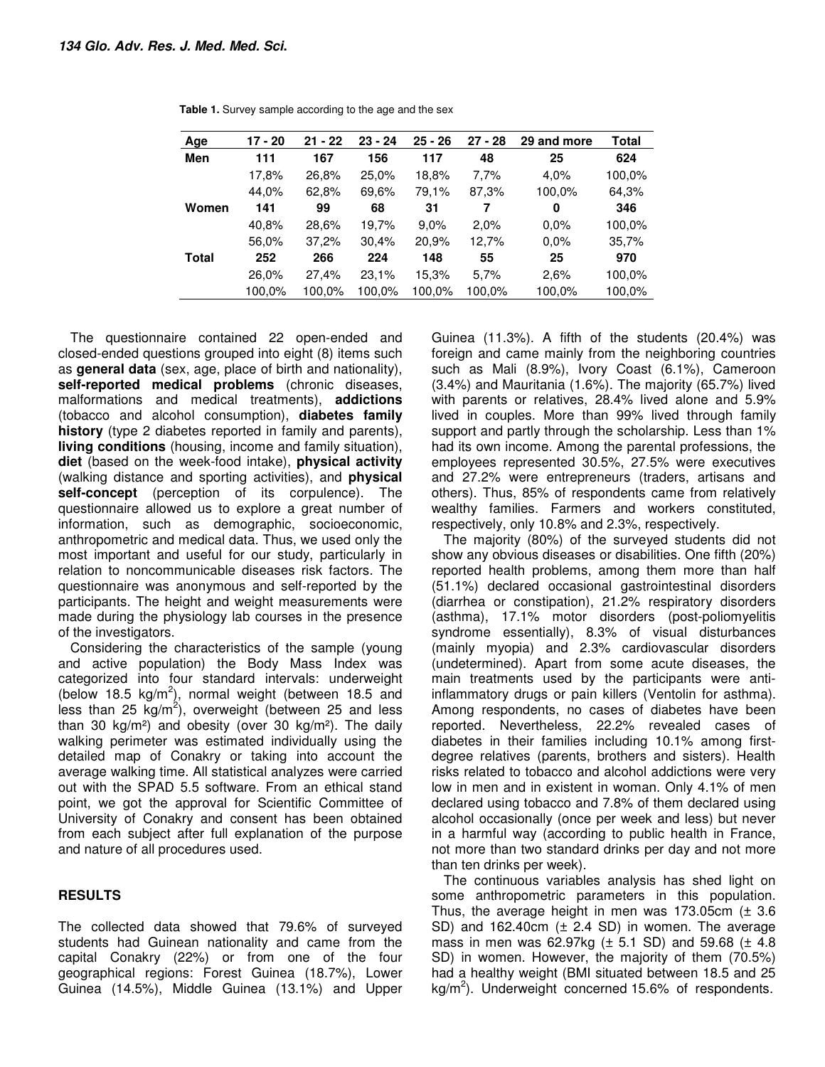**Table 1.** Survey sample according to the age and the sex

| Age | 17 - 20 | 21 - 22 | 23 - 24 | 25 - 26 | 27 - 28 | 29 and more | Total |
|---|---|---|---|---|---|---|---|
| **Men** | **111** | **167** | **156** | **117** | **48** | **25** | **624** |
| | 17,8% | 26,8% | 25,0% | 18,8% | 7,7% | 4,0% | 100,0% |
| | 44,0% | 62,8% | 69,6% | 79,1% | 87,3% | 100,0% | 64,3% |
| **Women** | **141** | **99** | **68** | **31** | **7** | **0** | **346** |
| | 40,8% | 28,6% | 19,7% | 9,0% | 2,0% | 0,0% | 100,0% |
| | 56,0% | 37,2% | 30,4% | 20,9% | 12,7% | 0,0% | 35,7% |
| **Total** | **252** | **266** | **224** | **148** | **55** | **25** | **970** |
| | 26,0% | 27,4% | 23,1% | 15,3% | 5,7% | 2,6% | 100,0% |
| | 100,0% | 100,0% | 100,0% | 100,0% | 100,0% | 100,0% | 100,0% |

The questionnaire contained 22 open-ended and closed-ended questions grouped into eight (8) items such as **general data** (sex, age, place of birth and nationality), **self-reported medical problems** (chronic diseases, malformations and medical treatments), **addictions** (tobacco and alcohol consumption), **diabetes family history** (type 2 diabetes reported in family and parents), **living conditions** (housing, income and family situation), **diet** (based on the week-food intake), **physical activity** (walking distance and sporting activities), and **physical self-concept** (perception of its corpulence). The questionnaire allowed us to explore a great number of information, such as demographic, socioeconomic, anthropometric and medical data. Thus, we used only the most important and useful for our study, particularly in relation to noncommunicable diseases risk factors. The questionnaire was anonymous and self-reported by the participants. The height and weight measurements were made during the physiology lab courses in the presence of the investigators.

Considering the characteristics of the sample (young and active population) the Body Mass Index was categorized into four standard intervals: underweight (below 18.5 kg/m$^2$), normal weight (between 18.5 and less than 25 kg/m$^2$), overweight (between 25 and less than 30 kg/m$^2$) and obesity (over 30 kg/m$^2$). The daily walking perimeter was estimated individually using the detailed map of Conakry or taking into account the average walking time. All statistical analyzes were carried out with the SPAD 5.5 software. From an ethical stand point, we got the approval for Scientific Committee of University of Conakry and consent has been obtained from each subject after full explanation of the purpose and nature of all procedures used.

## RESULTS

The collected data showed that 79.6% of surveyed students had Guinean nationality and came from the capital Conakry (22%) or from one of the four geographical regions: Forest Guinea (18.7%), Lower Guinea (14.5%), Middle Guinea (13.1%) and Upper Guinea (11.3%). A fifth of the students (20.4%) was foreign and came mainly from the neighboring countries such as Mali (8.9%), Ivory Coast (6.1%), Cameroon (3.4%) and Mauritania (1.6%). The majority (65.7%) lived with parents or relatives, 28.4% lived alone and 5.9% lived in couples. More than 99% lived through family support and partly through the scholarship. Less than 1% had its own income. Among the parental professions, the employees represented 30.5%, 27.5% were executives and 27.2% were entrepreneurs (traders, artisans and others). Thus, 85% of respondents came from relatively wealthy families. Farmers and workers constituted, respectively, only 10.8% and 2.3%, respectively.

The majority (80%) of the surveyed students did not show any obvious diseases or disabilities. One fifth (20%) reported health problems, among them more than half (51.1%) declared occasional gastrointestinal disorders (diarrhea or constipation), 21.2% respiratory disorders (asthma), 17.1% motor disorders (post-poliomyelitis syndrome essentially), 8.3% of visual disturbances (mainly myopia) and 2.3% cardiovascular disorders (undetermined). Apart from some acute diseases, the main treatments used by the participants were anti-inflammatory drugs or pain killers (Ventolin for asthma). Among respondents, no cases of diabetes have been reported. Nevertheless, 22.2% revealed cases of diabetes in their families including 10.1% among first-degree relatives (parents, brothers and sisters). Health risks related to tobacco and alcohol addictions were very low in men and in existent in woman. Only 4.1% of men declared using tobacco and 7.8% of them declared using alcohol occasionally (once per week and less) but never in a harmful way (according to public health in France, not more than two standard drinks per day and not more than ten drinks per week).

The continuous variables analysis has shed light on some anthropometric parameters in this population. Thus, the average height in men was 173.05cm (± 3.6 SD) and 162.40cm (± 2.4 SD) in women. The average mass in men was 62.97kg (± 5.1 SD) and 59.68 (± 4.8 SD) in women. However, the majority of them (70.5%) had a healthy weight (BMI situated between 18.5 and 25 kg/m$^2$). Underweight concerned 15.6% of respondents.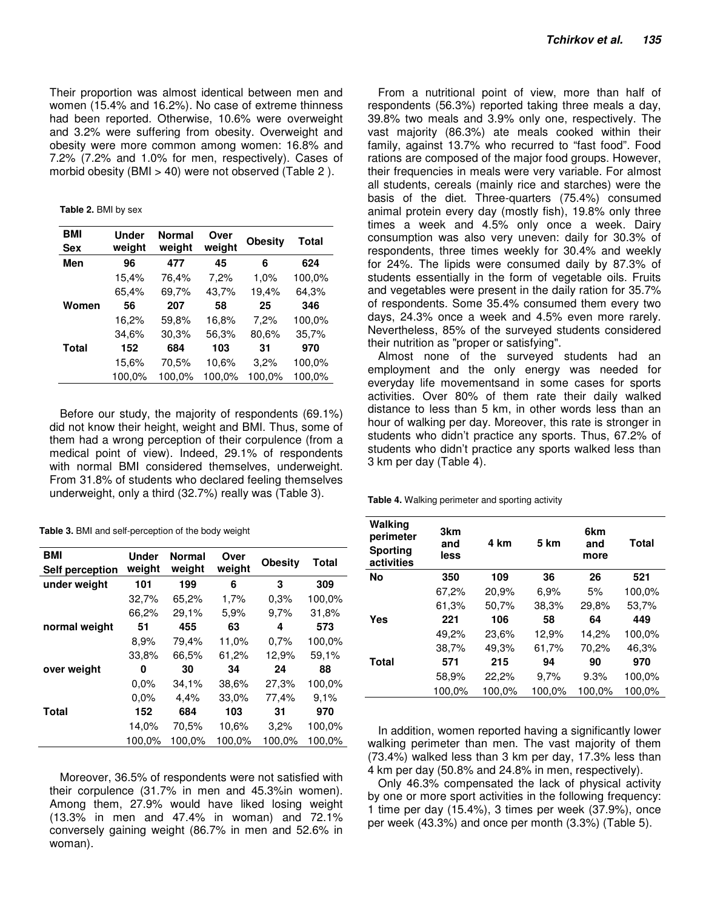Their proportion was almost identical between men and women (15.4% and 16.2%). No case of extreme thinness had been reported. Otherwise, 10.6% were overweight and 3.2% were suffering from obesity. Overweight and obesity were more common among women: 16.8% and 7.2% (7.2% and 1.0% for men, respectively). Cases of morbid obesity (BMI > 40) were not observed (Table 2 ).

**Table 2.** BMI by sex

| BMI / Sex | Under weight | Normal weight | Over weight | Obesity | Total |
|---|---|---|---|---|---|
| **Men** | **96** | **477** | **45** | **6** | **624** |
| | 15,4% | 76,4% | 7,2% | 1,0% | 100,0% |
| | 65,4% | 69,7% | 43,7% | 19,4% | 64,3% |
| **Women** | **56** | **207** | **58** | **25** | **346** |
| | 16,2% | 59,8% | 16,8% | 7,2% | 100,0% |
| | 34,6% | 30,3% | 56,3% | 80,6% | 35,7% |
| **Total** | **152** | **684** | **103** | **31** | **970** |
| | 15,6% | 70,5% | 10,6% | 3,2% | 100,0% |
| | 100,0% | 100,0% | 100,0% | 100,0% | 100,0% |

Before our study, the majority of respondents (69.1%) did not know their height, weight and BMI. Thus, some of them had a wrong perception of their corpulence (from a medical point of view). Indeed, 29.1% of respondents with normal BMI considered themselves, underweight. From 31.8% of students who declared feeling themselves underweight, only a third (32.7%) really was (Table 3).

**Table 3.** BMI and self-perception of the body weight

| BMI / Self perception | Under weight | Normal weight | Over weight | Obesity | Total |
|---|---|---|---|---|---|
| **under weight** | **101** | **199** | **6** | **3** | **309** |
| | 32,7% | 65,2% | 1,7% | 0,3% | 100,0% |
| | 66,2% | 29,1% | 5,9% | 9,7% | 31,8% |
| **normal weight** | **51** | **455** | **63** | **4** | **573** |
| | 8,9% | 79,4% | 11,0% | 0,7% | 100,0% |
| | 33,8% | 66,5% | 61,2% | 12,9% | 59,1% |
| **over weight** | **0** | **30** | **34** | **24** | **88** |
| | 0,0% | 34,1% | 38,6% | 27,3% | 100,0% |
| | 0,0% | 4,4% | 33,0% | 77,4% | 9,1% |
| **Total** | **152** | **684** | **103** | **31** | **970** |
| | 14,0% | 70,5% | 10,6% | 3,2% | 100,0% |
| | 100,0% | 100,0% | 100,0% | 100,0% | 100,0% |

Moreover, 36.5% of respondents were not satisfied with their corpulence (31.7% in men and 45.3%in women). Among them, 27.9% would have liked losing weight (13.3% in men and 47.4% in woman) and 72.1% conversely gaining weight (86.7% in men and 52.6% in woman).

From a nutritional point of view, more than half of respondents (56.3%) reported taking three meals a day, 39.8% two meals and 3.9% only one, respectively. The vast majority (86.3%) ate meals cooked within their family, against 13.7% who recurred to "fast food". Food rations are composed of the major food groups. However, their frequencies in meals were very variable. For almost all students, cereals (mainly rice and starches) were the basis of the diet. Three-quarters (75.4%) consumed animal protein every day (mostly fish), 19.8% only three times a week and 4.5% only once a week. Dairy consumption was also very uneven: daily for 30.3% of respondents, three times weekly for 30.4% and weekly for 24%. The lipids were consumed daily by 87.3% of students essentially in the form of vegetable oils. Fruits and vegetables were present in the daily ration for 35.7% of respondents. Some 35.4% consumed them every two days, 24.3% once a week and 4.5% even more rarely. Nevertheless, 85% of the surveyed students considered their nutrition as "proper or satisfying".

Almost none of the surveyed students had an employment and the only energy was needed for everyday life movementsand in some cases for sports activities. Over 80% of them rate their daily walked distance to less than 5 km, in other words less than an hour of walking per day. Moreover, this rate is stronger in students who didn't practice any sports. Thus, 67.2% of students who didn't practice any sports walked less than 3 km per day (Table 4).

**Table 4.** Walking perimeter and sporting activity

| Walking perimeter / Sporting activities | 3km and less | 4 km | 5 km | 6km and more | Total |
|---|---|---|---|---|---|
| **No** | **350** | **109** | **36** | **26** | **521** |
| | 67,2% | 20,9% | 6,9% | 5% | 100,0% |
| | 61,3% | 50,7% | 38,3% | 29,8% | 53,7% |
| **Yes** | **221** | **106** | **58** | **64** | **449** |
| | 49,2% | 23,6% | 12,9% | 14,2% | 100,0% |
| | 38,7% | 49,3% | 61,7% | 70,2% | 46,3% |
| **Total** | **571** | **215** | **94** | **90** | **970** |
| | 58,9% | 22,2% | 9,7% | 9.3% | 100,0% |
| | 100,0% | 100,0% | 100,0% | 100,0% | 100,0% |

In addition, women reported having a significantly lower walking perimeter than men. The vast majority of them (73.4%) walked less than 3 km per day, 17.3% less than 4 km per day (50.8% and 24.8% in men, respectively).

Only 46.3% compensated the lack of physical activity by one or more sport activities in the following frequency: 1 time per day (15.4%), 3 times per week (37.9%), once per week (43.3%) and once per month (3.3%) (Table 5).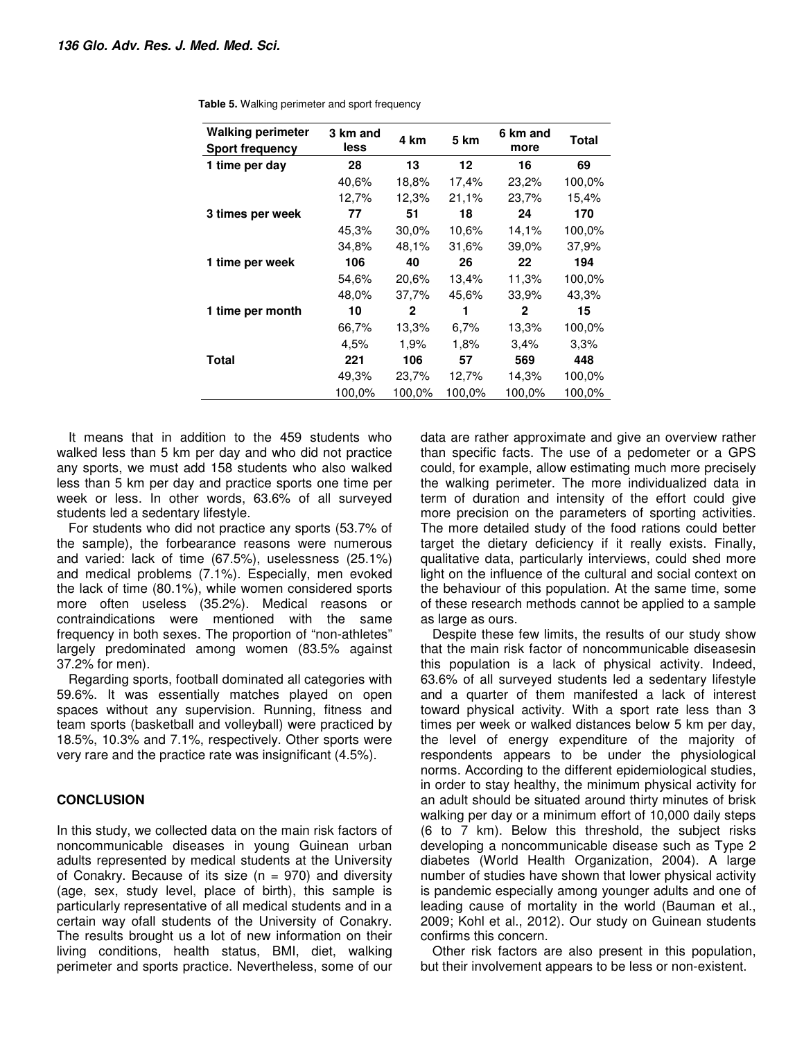**Table 5.** Walking perimeter and sport frequency

| Walking perimeter / Sport frequency | 3 km and less | 4 km | 5 km | 6 km and more | Total |
|---|---|---|---|---|---|
| **1 time per day** | **28** | **13** | **12** | **16** | **69** |
| | 40,6% | 18,8% | 17,4% | 23,2% | 100,0% |
| | 12,7% | 12,3% | 21,1% | 23,7% | 15,4% |
| **3 times per week** | **77** | **51** | **18** | **24** | **170** |
| | 45,3% | 30,0% | 10,6% | 14,1% | 100,0% |
| | 34,8% | 48,1% | 31,6% | 39,0% | 37,9% |
| **1 time per week** | **106** | **40** | **26** | **22** | **194** |
| | 54,6% | 20,6% | 13,4% | 11,3% | 100,0% |
| | 48,0% | 37,7% | 45,6% | 33,9% | 43,3% |
| **1 time per month** | **10** | **2** | **1** | **2** | **15** |
| | 66,7% | 13,3% | 6,7% | 13,3% | 100,0% |
| | 4,5% | 1,9% | 1,8% | 3,4% | 3,3% |
| **Total** | **221** | **106** | **57** | **569** | **448** |
| | 49,3% | 23,7% | 12,7% | 14,3% | 100,0% |
| | 100,0% | 100,0% | 100,0% | 100,0% | 100,0% |

It means that in addition to the 459 students who walked less than 5 km per day and who did not practice any sports, we must add 158 students who also walked less than 5 km per day and practice sports one time per week or less. In other words, 63.6% of all surveyed students led a sedentary lifestyle.

For students who did not practice any sports (53.7% of the sample), the forbearance reasons were numerous and varied: lack of time (67.5%), uselessness (25.1%) and medical problems (7.1%). Especially, men evoked the lack of time (80.1%), while women considered sports more often useless (35.2%). Medical reasons or contraindications were mentioned with the same frequency in both sexes. The proportion of "non-athletes" largely predominated among women (83.5% against 37.2% for men).

Regarding sports, football dominated all categories with 59.6%. It was essentially matches played on open spaces without any supervision. Running, fitness and team sports (basketball and volleyball) were practiced by 18.5%, 10.3% and 7.1%, respectively. Other sports were very rare and the practice rate was insignificant (4.5%).

## CONCLUSION

In this study, we collected data on the main risk factors of noncommunicable diseases in young Guinean urban adults represented by medical students at the University of Conakry. Because of its size (n = 970) and diversity (age, sex, study level, place of birth), this sample is particularly representative of all medical students and in a certain way ofall students of the University of Conakry. The results brought us a lot of new information on their living conditions, health status, BMI, diet, walking perimeter and sports practice. Nevertheless, some of our data are rather approximate and give an overview rather than specific facts. The use of a pedometer or a GPS could, for example, allow estimating much more precisely the walking perimeter. The more individualized data in term of duration and intensity of the effort could give more precision on the parameters of sporting activities. The more detailed study of the food rations could better target the dietary deficiency if it really exists. Finally, qualitative data, particularly interviews, could shed more light on the influence of the cultural and social context on the behaviour of this population. At the same time, some of these research methods cannot be applied to a sample as large as ours.

Despite these few limits, the results of our study show that the main risk factor of noncommunicable diseasesin this population is a lack of physical activity. Indeed, 63.6% of all surveyed students led a sedentary lifestyle and a quarter of them manifested a lack of interest toward physical activity. With a sport rate less than 3 times per week or walked distances below 5 km per day, the level of energy expenditure of the majority of respondents appears to be under the physiological norms. According to the different epidemiological studies, in order to stay healthy, the minimum physical activity for an adult should be situated around thirty minutes of brisk walking per day or a minimum effort of 10,000 daily steps (6 to 7 km). Below this threshold, the subject risks developing a noncommunicable disease such as Type 2 diabetes (World Health Organization, 2004). A large number of studies have shown that lower physical activity is pandemic especially among younger adults and one of leading cause of mortality in the world (Bauman et al., 2009; Kohl et al., 2012). Our study on Guinean students confirms this concern.

Other risk factors are also present in this population, but their involvement appears to be less or non-existent.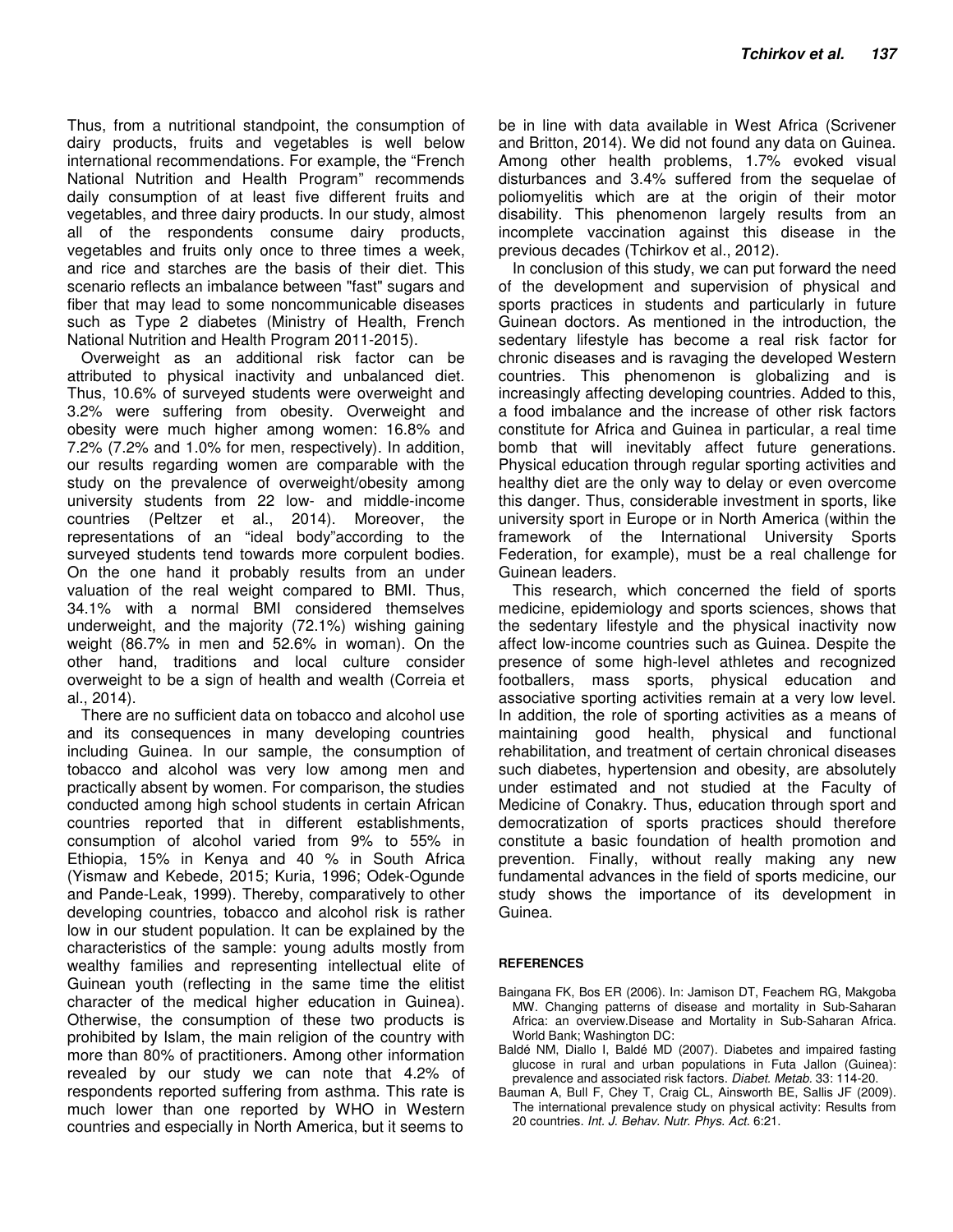Thus, from a nutritional standpoint, the consumption of dairy products, fruits and vegetables is well below international recommendations. For example, the "French National Nutrition and Health Program" recommends daily consumption of at least five different fruits and vegetables, and three dairy products. In our study, almost all of the respondents consume dairy products, vegetables and fruits only once to three times a week, and rice and starches are the basis of their diet. This scenario reflects an imbalance between "fast" sugars and fiber that may lead to some noncommunicable diseases such as Type 2 diabetes (Ministry of Health, French National Nutrition and Health Program 2011-2015).

Overweight as an additional risk factor can be attributed to physical inactivity and unbalanced diet. Thus, 10.6% of surveyed students were overweight and 3.2% were suffering from obesity. Overweight and obesity were much higher among women: 16.8% and 7.2% (7.2% and 1.0% for men, respectively). In addition, our results regarding women are comparable with the study on the prevalence of overweight/obesity among university students from 22 low- and middle-income countries (Peltzer et al., 2014). Moreover, the representations of an "ideal body"according to the surveyed students tend towards more corpulent bodies. On the one hand it probably results from an under valuation of the real weight compared to BMI. Thus, 34.1% with a normal BMI considered themselves underweight, and the majority (72.1%) wishing gaining weight (86.7% in men and 52.6% in woman). On the other hand, traditions and local culture consider overweight to be a sign of health and wealth (Correia et al., 2014).

There are no sufficient data on tobacco and alcohol use and its consequences in many developing countries including Guinea. In our sample, the consumption of tobacco and alcohol was very low among men and practically absent by women. For comparison, the studies conducted among high school students in certain African countries reported that in different establishments, consumption of alcohol varied from 9% to 55% in Ethiopia, 15% in Kenya and 40 % in South Africa (Yismaw and Kebede, 2015; Kuria, 1996; Odek-Ogunde and Pande-Leak, 1999). Thereby, comparatively to other developing countries, tobacco and alcohol risk is rather low in our student population. It can be explained by the characteristics of the sample: young adults mostly from wealthy families and representing intellectual elite of Guinean youth (reflecting in the same time the elitist character of the medical higher education in Guinea). Otherwise, the consumption of these two products is prohibited by Islam, the main religion of the country with more than 80% of practitioners. Among other information revealed by our study we can note that 4.2% of respondents reported suffering from asthma. This rate is much lower than one reported by WHO in Western countries and especially in North America, but it seems to be in line with data available in West Africa (Scrivener and Britton, 2014). We did not found any data on Guinea. Among other health problems, 1.7% evoked visual disturbances and 3.4% suffered from the sequelae of poliomyelitis which are at the origin of their motor disability. This phenomenon largely results from an incomplete vaccination against this disease in the previous decades (Tchirkov et al., 2012).

In conclusion of this study, we can put forward the need of the development and supervision of physical and sports practices in students and particularly in future Guinean doctors. As mentioned in the introduction, the sedentary lifestyle has become a real risk factor for chronic diseases and is ravaging the developed Western countries. This phenomenon is globalizing and is increasingly affecting developing countries. Added to this, a food imbalance and the increase of other risk factors constitute for Africa and Guinea in particular, a real time bomb that will inevitably affect future generations. Physical education through regular sporting activities and healthy diet are the only way to delay or even overcome this danger. Thus, considerable investment in sports, like university sport in Europe or in North America (within the framework of the International University Sports Federation, for example), must be a real challenge for Guinean leaders.

This research, which concerned the field of sports medicine, epidemiology and sports sciences, shows that the sedentary lifestyle and the physical inactivity now affect low-income countries such as Guinea. Despite the presence of some high-level athletes and recognized footballers, mass sports, physical education and associative sporting activities remain at a very low level. In addition, the role of sporting activities as a means of maintaining good health, physical and functional rehabilitation, and treatment of certain chronical diseases such diabetes, hypertension and obesity, are absolutely under estimated and not studied at the Faculty of Medicine of Conakry. Thus, education through sport and democratization of sports practices should therefore constitute a basic foundation of health promotion and prevention. Finally, without really making any new fundamental advances in the field of sports medicine, our study shows the importance of its development in Guinea.

## REFERENCES

Baingana FK, Bos ER (2006). In: Jamison DT, Feachem RG, Makgoba MW. Changing patterns of disease and mortality in Sub-Saharan Africa: an overview.Disease and Mortality in Sub-Saharan Africa. World Bank; Washington DC:

Baldé NM, Diallo I, Baldé MD (2007). Diabetes and impaired fasting glucose in rural and urban populations in Futa Jallon (Guinea): prevalence and associated risk factors. *Diabet. Metab.* 33: 114-20.

Bauman A, Bull F, Chey T, Craig CL, Ainsworth BE, Sallis JF (2009). The international prevalence study on physical activity: Results from 20 countries. *Int. J. Behav. Nutr. Phys. Act.* 6:21.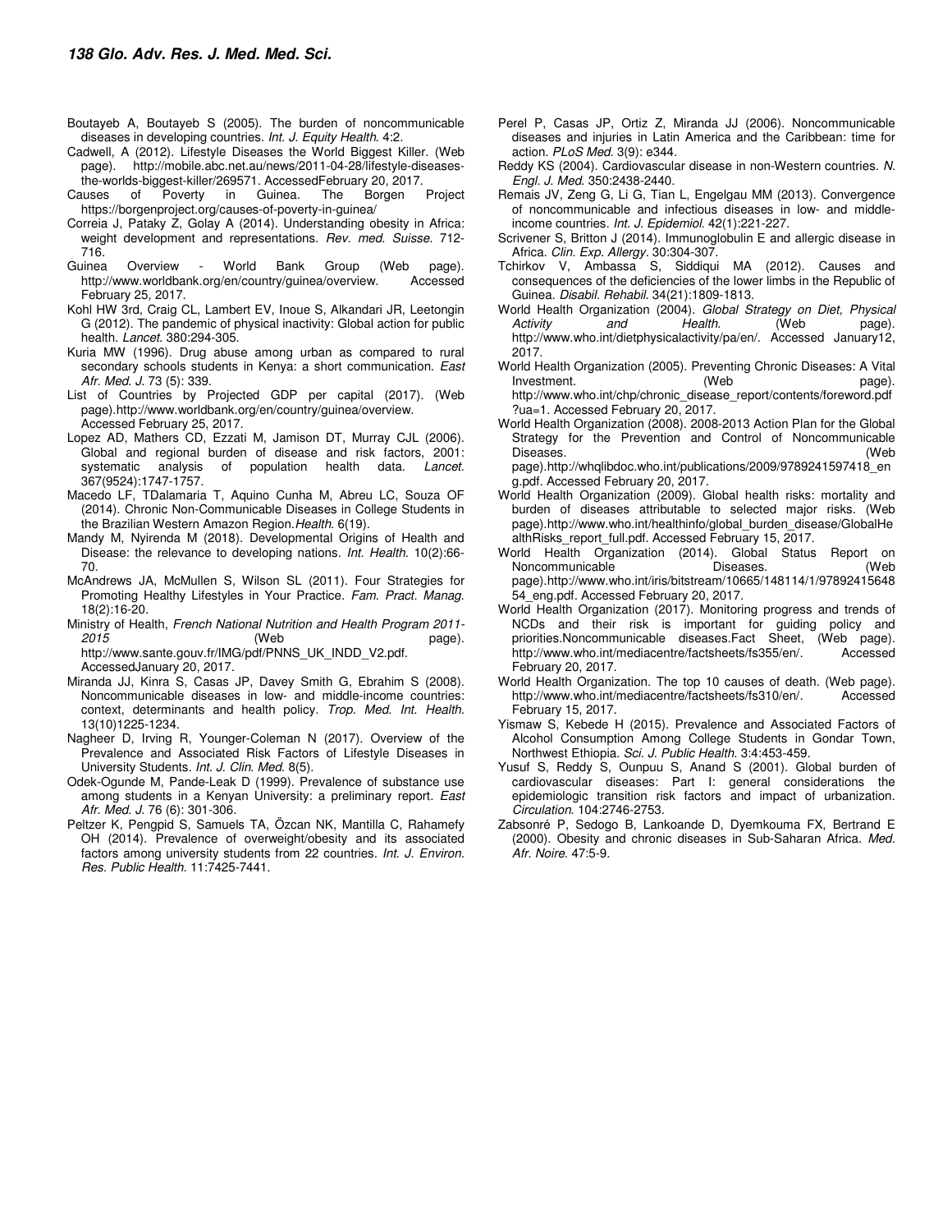Boutayeb A, Boutayeb S (2005). The burden of noncommunicable diseases in developing countries. *Int. J. Equity Health*. 4:2.

Cadwell, A (2012). Lifestyle Diseases the World Biggest Killer. (Web page). http://mobile.abc.net.au/news/2011-04-28/lifestyle-diseases-the-worlds-biggest-killer/269571. AccessedFebruary 20, 2017.

Causes of Poverty in Guinea. The Borgen Project https://borgenproject.org/causes-of-poverty-in-guinea/

Correia J, Pataky Z, Golay A (2014). Understanding obesity in Africa: weight development and representations. *Rev. med. Suisse*. 712-716.

Guinea Overview - World Bank Group (Web page). http://www.worldbank.org/en/country/guinea/overview. Accessed February 25, 2017.

Kohl HW 3rd, Craig CL, Lambert EV, Inoue S, Alkandari JR, Leetongin G (2012). The pandemic of physical inactivity: Global action for public health. *Lancet*. 380:294-305.

Kuria MW (1996). Drug abuse among urban as compared to rural secondary schools students in Kenya: a short communication. *East Afr. Med. J*. 73 (5): 339.

List of Countries by Projected GDP per capital (2017). (Web page).http://www.worldbank.org/en/country/guinea/overview. Accessed February 25, 2017.

Lopez AD, Mathers CD, Ezzati M, Jamison DT, Murray CJL (2006). Global and regional burden of disease and risk factors, 2001: systematic analysis of population health data. *Lancet*. 367(9524):1747-1757.

Macedo LF, TDalamaria T, Aquino Cunha M, Abreu LC, Souza OF (2014). Chronic Non-Communicable Diseases in College Students in the Brazilian Western Amazon Region.*Health*. 6(19).

Mandy M, Nyirenda M (2018). Developmental Origins of Health and Disease: the relevance to developing nations. *Int. Health*. 10(2):66-70.

McAndrews JA, McMullen S, Wilson SL (2011). Four Strategies for Promoting Healthy Lifestyles in Your Practice. *Fam. Pract. Manag*. 18(2):16-20.

Ministry of Health, *French National Nutrition and Health Program 2011-2015* (Web page). http://www.sante.gouv.fr/IMG/pdf/PNNS_UK_INDD_V2.pdf. AccessedJanuary 20, 2017.

Miranda JJ, Kinra S, Casas JP, Davey Smith G, Ebrahim S (2008). Noncommunicable diseases in low- and middle-income countries: context, determinants and health policy. *Trop. Med. Int. Health*. 13(10)1225-1234.

Nagheer D, Irving R, Younger-Coleman N (2017). Overview of the Prevalence and Associated Risk Factors of Lifestyle Diseases in University Students. *Int. J. Clin. Med*. 8(5).

Odek-Ogunde M, Pande-Leak D (1999). Prevalence of substance use among students in a Kenyan University: a preliminary report. *East Afr. Med. J*. 76 (6): 301-306.

Peltzer K, Pengpid S, Samuels TA, Özcan NK, Mantilla C, Rahamefy OH (2014). Prevalence of overweight/obesity and its associated factors among university students from 22 countries. *Int. J. Environ. Res. Public Health*. 11:7425-7441.

Perel P, Casas JP, Ortiz Z, Miranda JJ (2006). Noncommunicable diseases and injuries in Latin America and the Caribbean: time for action. *PLoS Med*. 3(9): e344.

Reddy KS (2004). Cardiovascular disease in non-Western countries. *N. Engl. J. Med*. 350:2438-2440.

Remais JV, Zeng G, Li G, Tian L, Engelgau MM (2013). Convergence of noncommunicable and infectious diseases in low- and middle-income countries. *Int. J. Epidemiol*. 42(1):221-227.

Scrivener S, Britton J (2014). Immunoglobulin E and allergic disease in Africa. *Clin. Exp. Allergy*. 30:304-307.

Tchirkov V, Ambassa S, Siddiqui MA (2012). Causes and consequences of the deficiencies of the lower limbs in the Republic of Guinea. *Disabil. Rehabil*. 34(21):1809-1813.

World Health Organization (2004). *Global Strategy on Diet, Physical Activity and Health*. (Web page). http://www.who.int/dietphysicalactivity/pa/en/. Accessed January12, 2017.

World Health Organization (2005). Preventing Chronic Diseases: A Vital Investment. (Web page). http://www.who.int/chp/chronic_disease_report/contents/foreword.pdf?ua=1. Accessed February 20, 2017.

World Health Organization (2008). 2008-2013 Action Plan for the Global Strategy for the Prevention and Control of Noncommunicable Diseases. (Web page).http://whqlibdoc.who.int/publications/2009/9789241597418_eng.pdf. Accessed February 20, 2017.

World Health Organization (2009). Global health risks: mortality and burden of diseases attributable to selected major risks. (Web page).http://www.who.int/healthinfo/global_burden_disease/GlobalHealthRisks_report_full.pdf. Accessed February 15, 2017.

World Health Organization (2014). Global Status Report on Noncommunicable Diseases. (Web page).http://www.who.int/iris/bitstream/10665/148114/1/9789241564854_eng.pdf. Accessed February 20, 2017.

World Health Organization (2017). Monitoring progress and trends of NCDs and their risk is important for guiding policy and priorities.Noncommunicable diseases.Fact Sheet, (Web page). http://www.who.int/mediacentre/factsheets/fs355/en/. Accessed February 20, 2017.

World Health Organization. The top 10 causes of death. (Web page). http://www.who.int/mediacentre/factsheets/fs310/en/. Accessed February 15, 2017.

Yismaw S, Kebede H (2015). Prevalence and Associated Factors of Alcohol Consumption Among College Students in Gondar Town, Northwest Ethiopia. *Sci. J. Public Health*. 3:4:453-459.

Yusuf S, Reddy S, Ounpuu S, Anand S (2001). Global burden of cardiovascular diseases: Part I: general considerations the epidemiologic transition risk factors and impact of urbanization. *Circulation*. 104:2746-2753.

Zabsonré P, Sedogo B, Lankoande D, Dyemkouma FX, Bertrand E (2000). Obesity and chronic diseases in Sub-Saharan Africa. *Med. Afr. Noire*. 47:5-9.